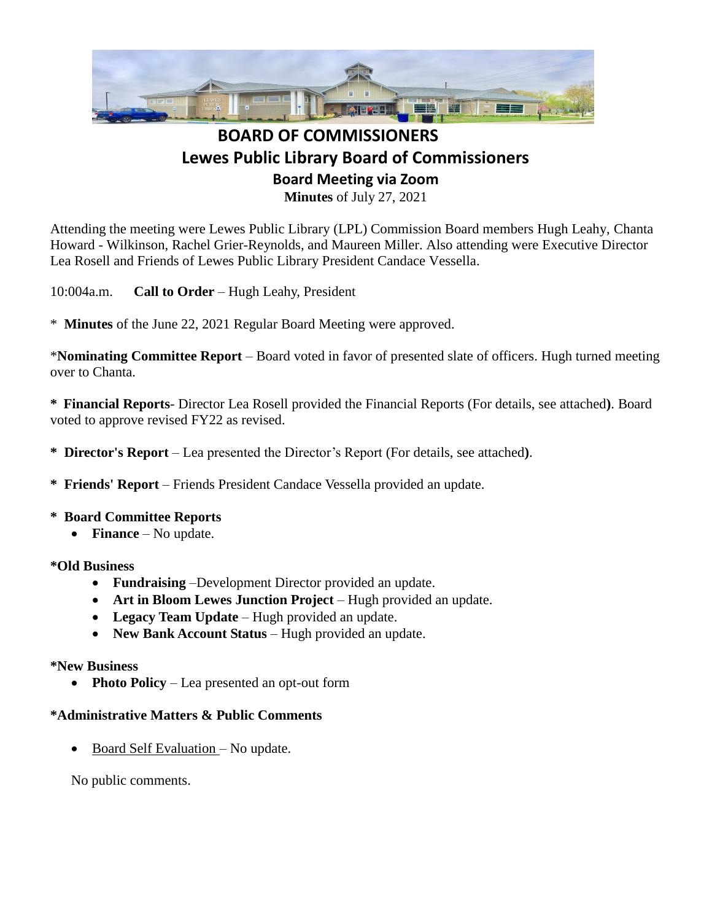# BOARD OF COMMISSIONERS

## Lewes Public Library Board of Commissioners

### Board Meeting via Zoom

**Minutes** of July 27, 2021

Attending the meeting were Lewes Public Library (LPL) Commission Board members Hugh Leahy, Chanta Howard - Wilkinson, Rachel Grier-Reynolds, and Maureen Miller. Also attending were Executive Director Lea Rosell and Friends of Lewes Public Library President Candace Vessella.

10:004a.m. **Call to Order** – Hugh Leahy, President

* **Minutes** of the June 22, 2021 Regular Board Meeting were approved.

***Nominating Committee Report** – Board voted in favor of presented slate of officers. Hugh turned meeting over to Chanta.

* **Financial Reports**- Director Lea Rosell provided the Financial Reports (For details, see attached**)**. Board voted to approve revised FY22 as revised.

* **Director's Report** – Lea presented the Director's Report (For details, see attached**)**.

* **Friends' Report** – Friends President Candace Vessella provided an update.

* **Board Committee Reports**
  - **Finance** – No update.

***Old Business**

- **Fundraising** –Development Director provided an update.
- **Art in Bloom Lewes Junction Project** – Hugh provided an update.
- **Legacy Team Update** – Hugh provided an update.
- **New Bank Account Status** – Hugh provided an update.

***New Business**

- **Photo Policy** – Lea presented an opt-out form

***Administrative Matters & Public Comments**

- Board Self Evaluation – No update.

No public comments.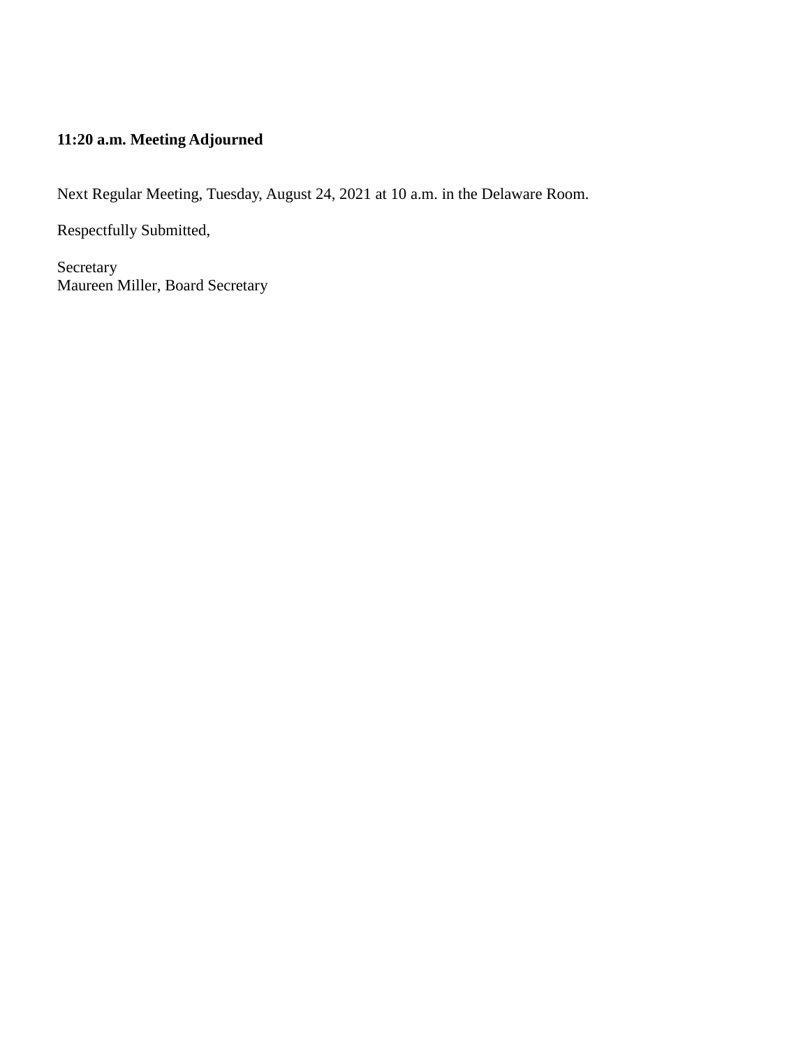**11:20 a.m. Meeting Adjourned**

Next Regular Meeting, Tuesday, August 24, 2021 at 10 a.m. in the Delaware Room.

Respectfully Submitted,

Secretary
Maureen Miller, Board Secretary